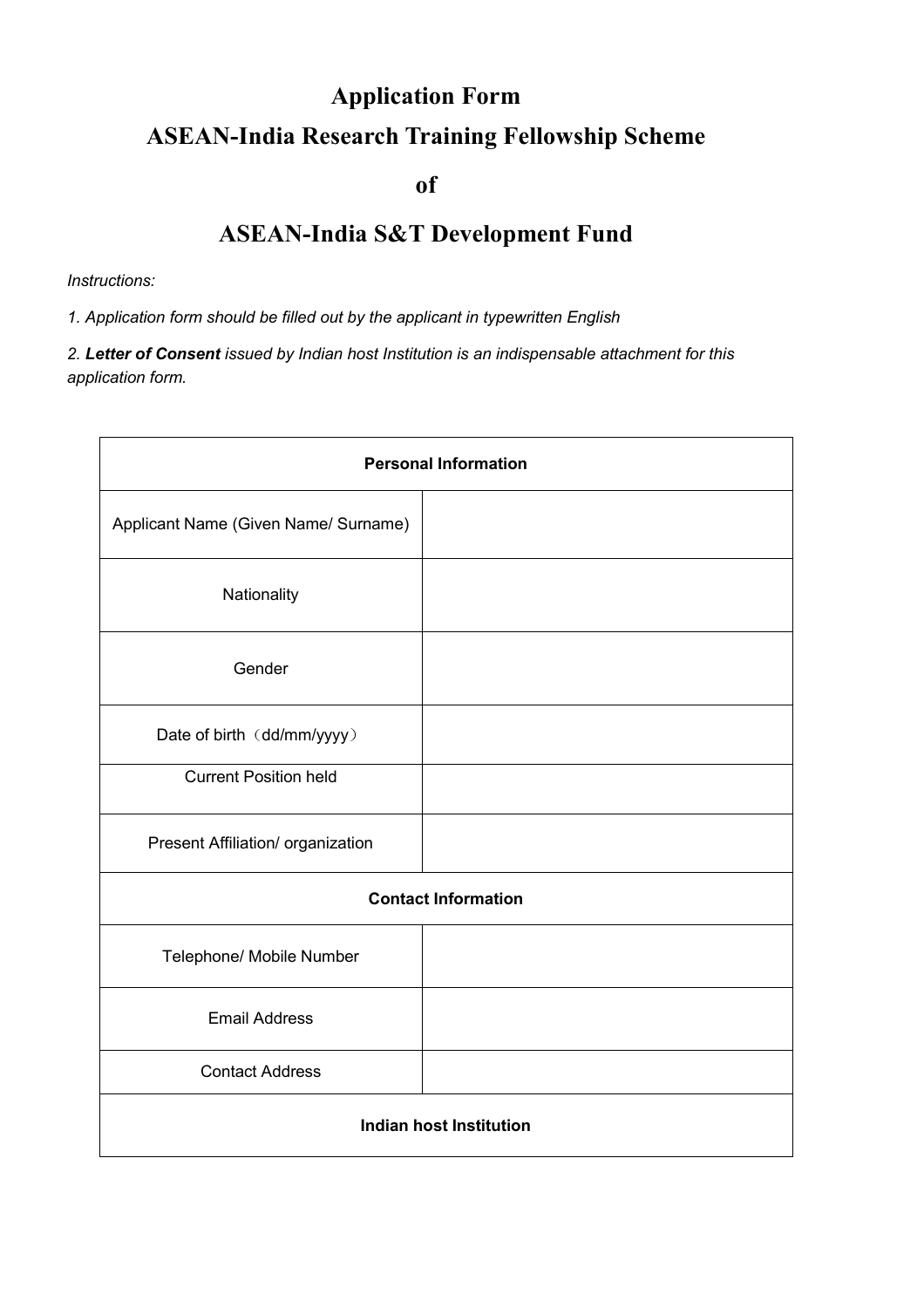# Application Form

# ASEAN-India Research Training Fellowship Scheme

# of

# ASEAN-India S&T Development Fund

*Instructions:*

*1. Application form should be filled out by the applicant in typewritten English*

*2.* ***Letter of Consent*** *issued by Indian host Institution is an indispensable attachment for this application form.*

| **Personal Information** | |
|---|---|
| Applicant Name (Given Name/ Surname) | |
| Nationality | |
| Gender | |
| Date of birth（dd/mm/yyyy） | |
| Current Position held | |
| Present Affiliation/ organization | |
| **Contact Information** | |
| Telephone/ Mobile Number | |
| Email Address | |
| Contact Address | |
| **Indian host Institution** | |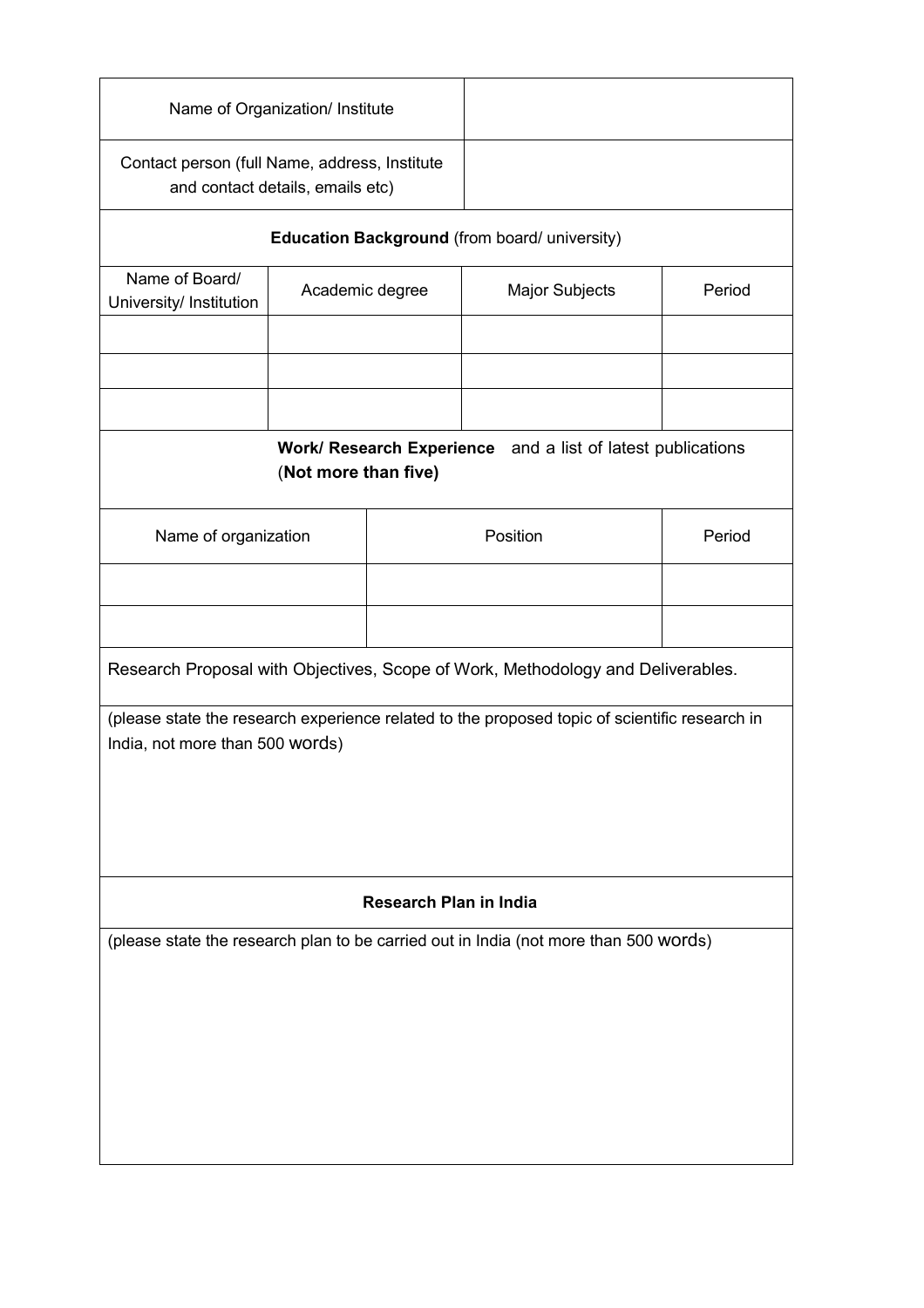| Name of Organization/ Institute | |
|---|---|
| Contact person (full Name, address, Institute and contact details, emails etc) | |

**Education Background** (from board/ university)

| Name of Board/ University/ Institution | Academic degree | Major Subjects | Period |
|---|---|---|---|
| | | | |
| | | | |
| | | | |

**Work/ Research Experience** and a list of latest publications (**Not more than five)**

| Name of organization | Position | Period |
|---|---|---|
| | | |
| | | |

Research Proposal with Objectives, Scope of Work, Methodology and Deliverables.

(please state the research experience related to the proposed topic of scientific research in India, not more than 500 words)

**Research Plan in India**

(please state the research plan to be carried out in India (not more than 500 words)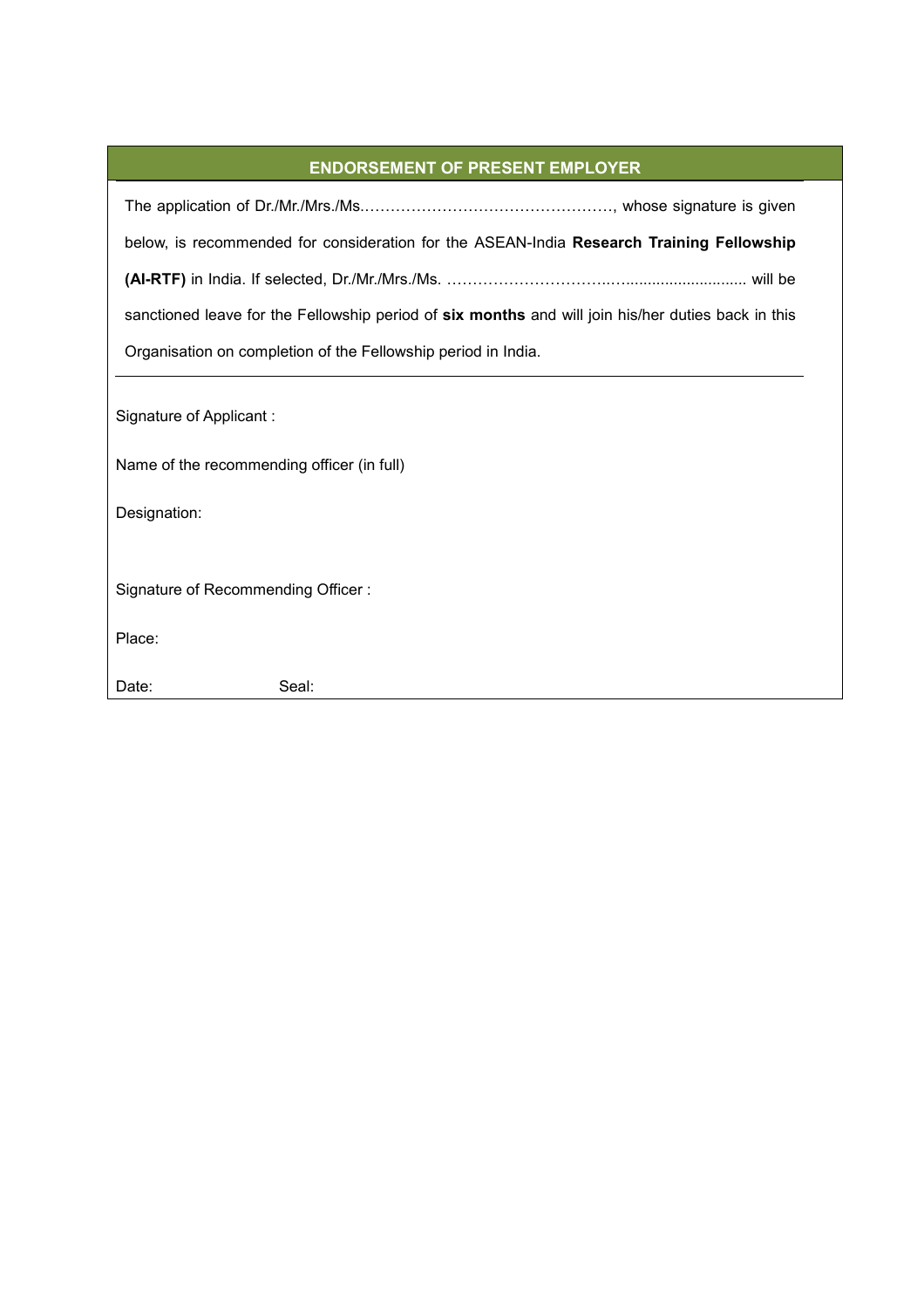## ENDORSEMENT OF PRESENT EMPLOYER

The application of Dr./Mr./Mrs./Ms.…………………………………………, whose signature is given below, is recommended for consideration for the ASEAN-India **Research Training Fellowship (AI-RTF)** in India. If selected, Dr./Mr./Mrs./Ms. …………………………..…........................... will be sanctioned leave for the Fellowship period of **six months** and will join his/her duties back in this Organisation on completion of the Fellowship period in India.

---

Signature of Applicant :

Name of the recommending officer (in full)

Designation:

Signature of Recommending Officer :

Place:

Date: Seal: